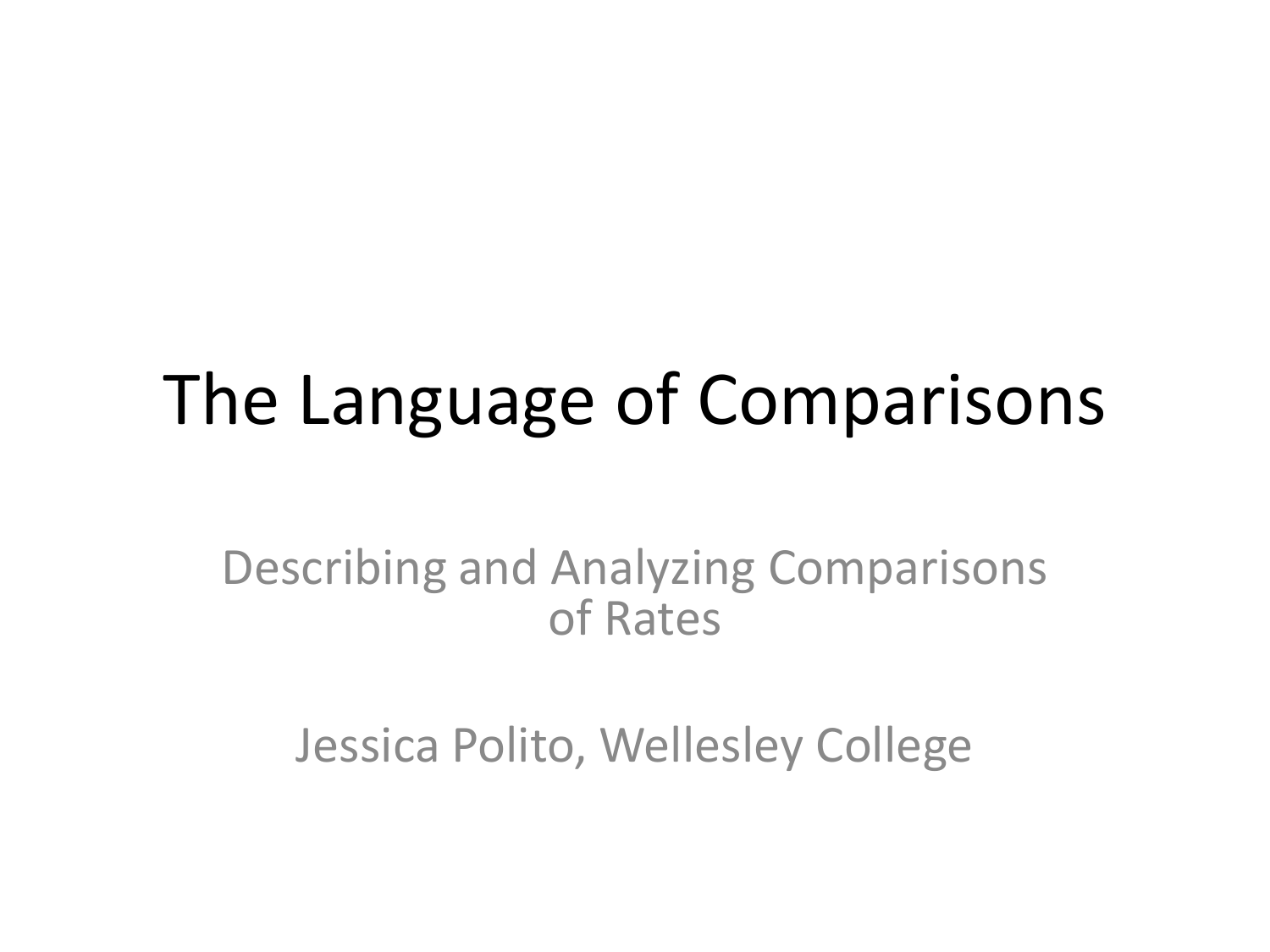# The Language of Comparisons

Describing and Analyzing Comparisons of Rates

Jessica Polito, Wellesley College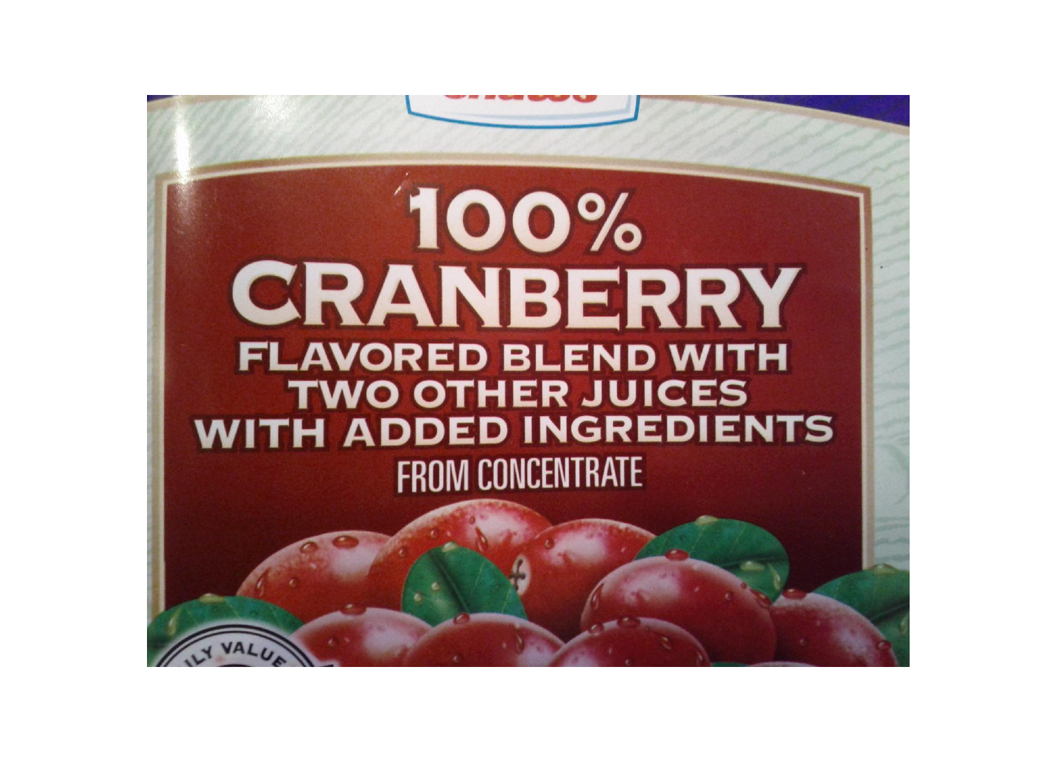100% CRANBERRY

FLAVORED BLEND WITH TWO OTHER JUICES WITH ADDED INGREDIENTS

FROM CONCENTRATE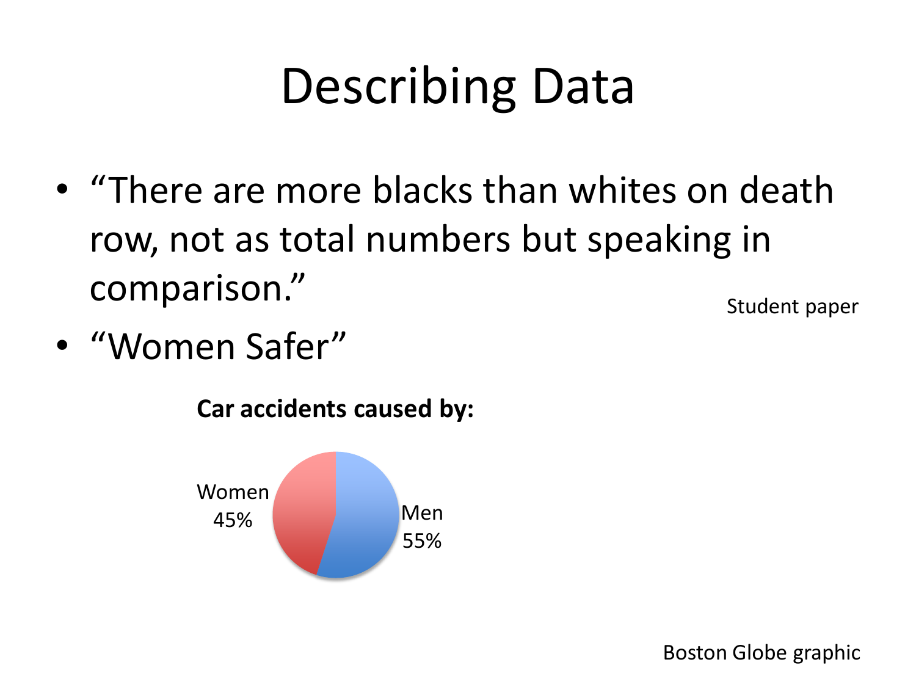# Describing Data

- "There are more blacks than whites on death row, not as total numbers but speaking in comparison."

Student paper

- "Women Safer"

**Car accidents caused by:**

Women 45%

Men 55%

Boston Globe graphic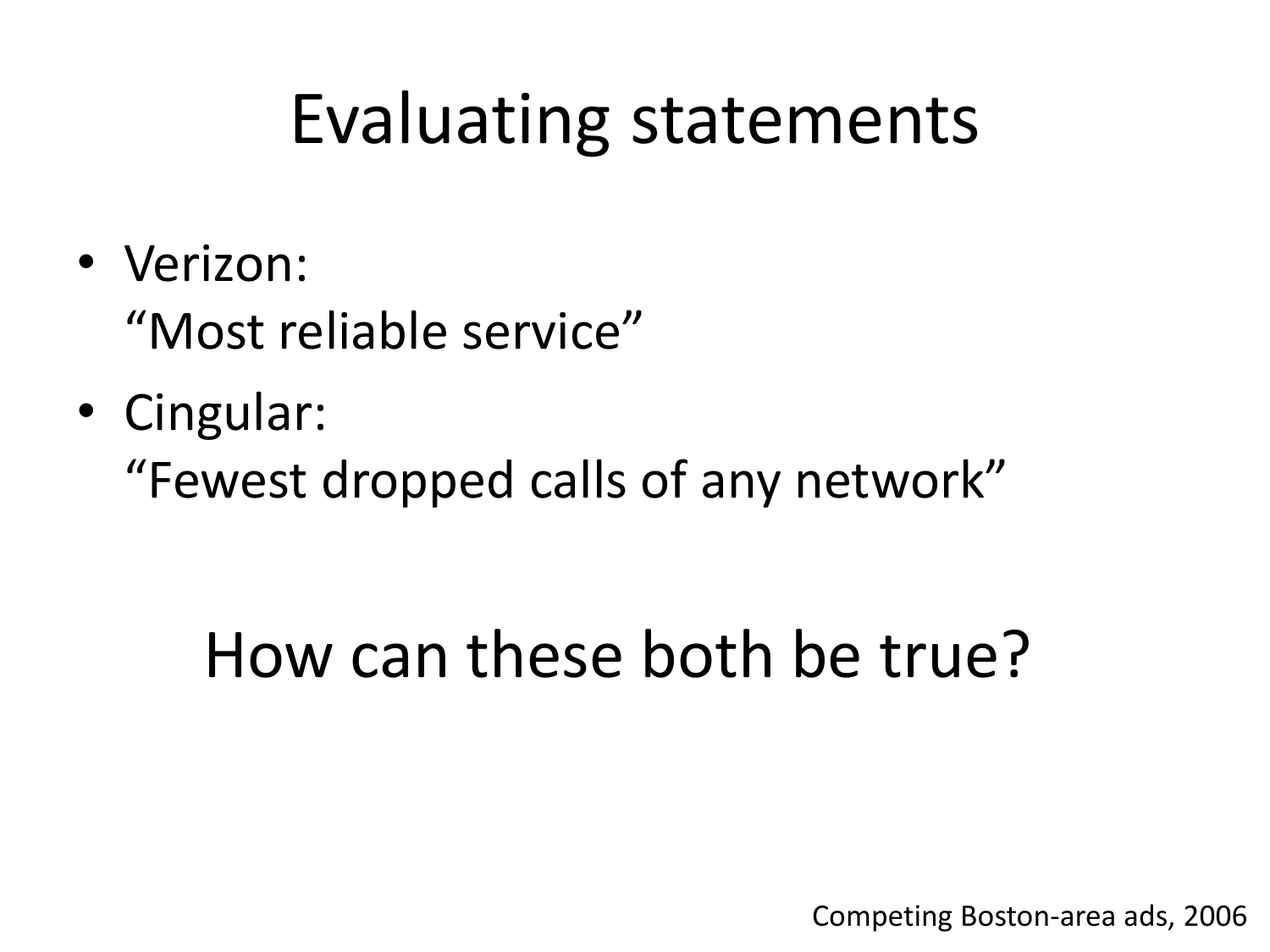# Evaluating statements

- Verizon:
  "Most reliable service"
- Cingular:
  "Fewest dropped calls of any network"

## How can these both be true?

Competing Boston-area ads, 2006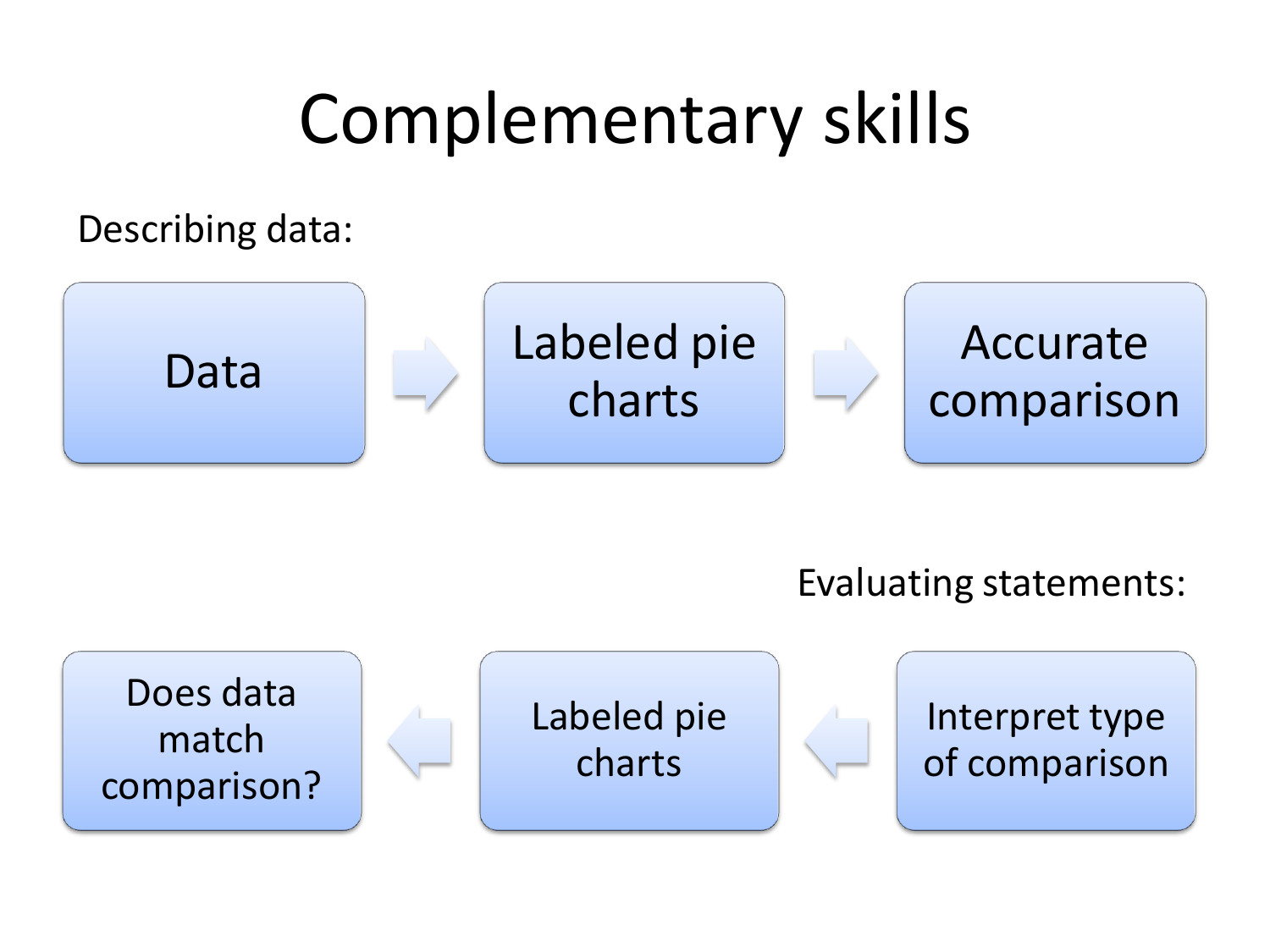# Complementary skills

Describing data:

Data → Labeled pie charts → Accurate comparison

Evaluating statements:

Does data match comparison? ← Labeled pie charts ← Interpret type of comparison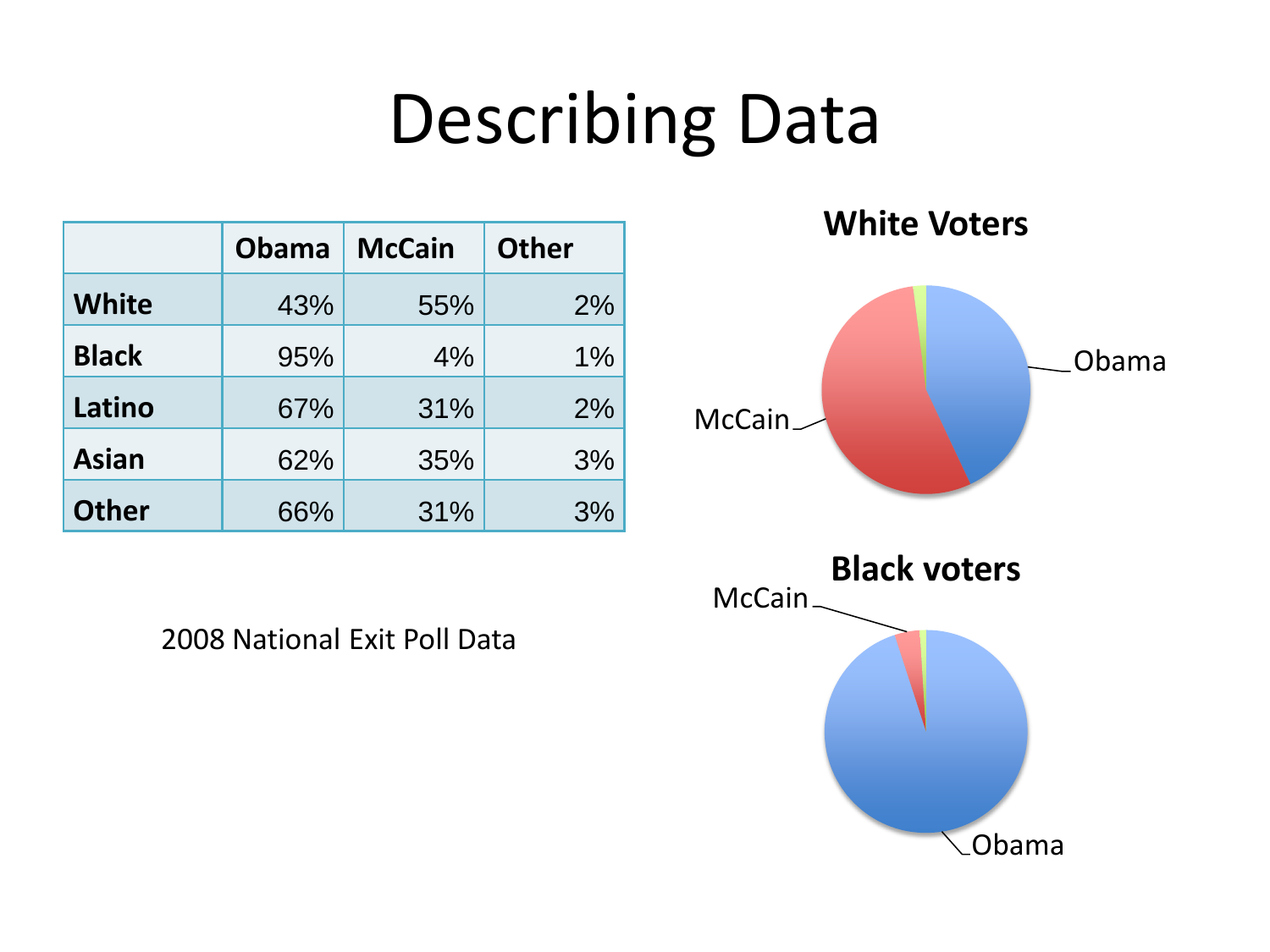# Describing Data

| | Obama | McCain | Other |
|---|---|---|---|
| **White** | 43% | 55% | 2% |
| **Black** | 95% | 4% | 1% |
| **Latino** | 67% | 31% | 2% |
| **Asian** | 62% | 35% | 3% |
| **Other** | 66% | 31% | 3% |

2008 National Exit Poll Data

**White Voters**

McCain, Obama

**Black voters**

McCain, Obama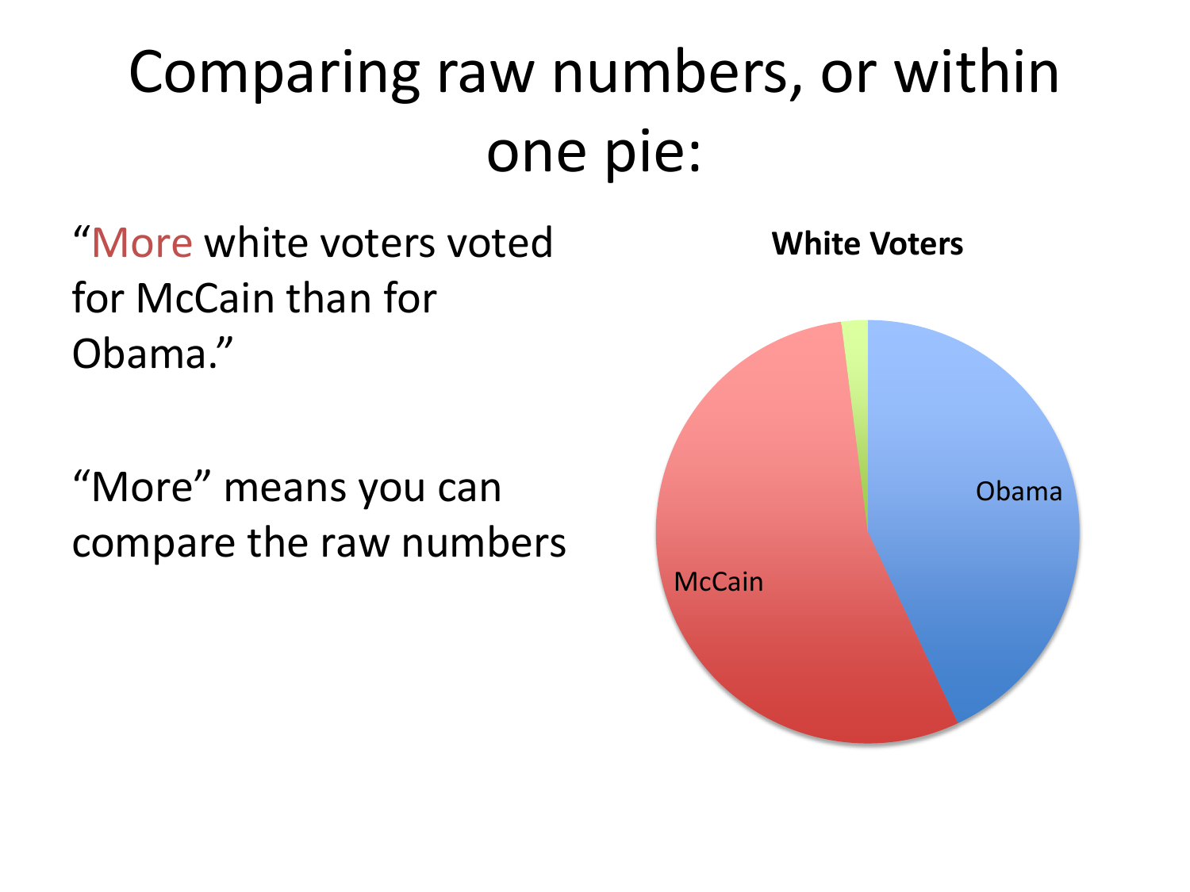# Comparing raw numbers, or within one pie:

"More white voters voted for McCain than for Obama."

"More" means you can compare the raw numbers

**White Voters**

Obama

McCain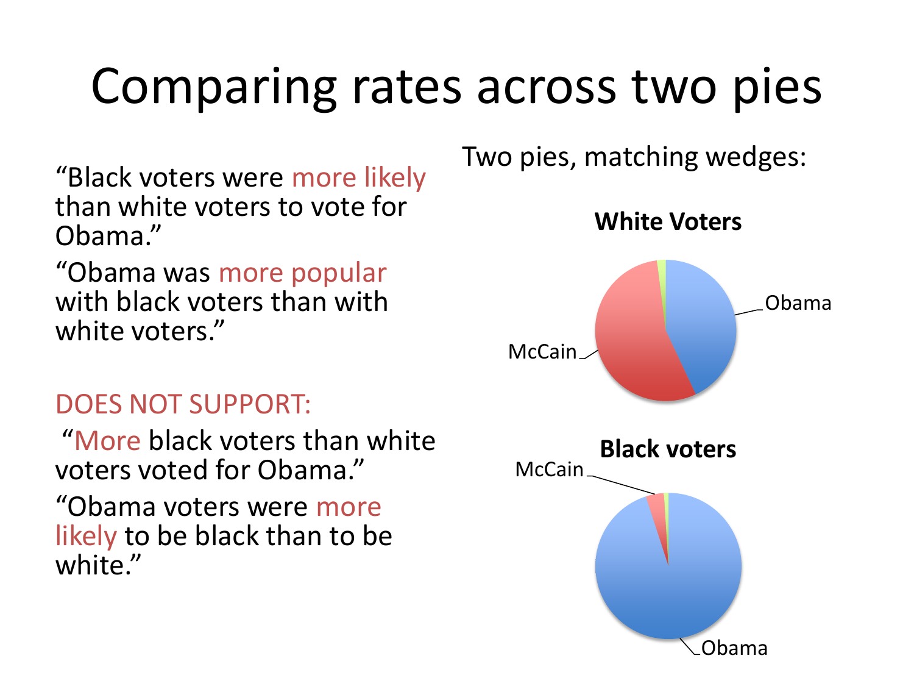# Comparing rates across two pies

"Black voters were more likely than white voters to vote for Obama."

"Obama was more popular with black voters than with white voters."

DOES NOT SUPPORT:

"More black voters than white voters voted for Obama."

"Obama voters were more likely to be black than to be white."

Two pies, matching wedges:

**White Voters**

Obama

McCain

**Black voters**

McCain

Obama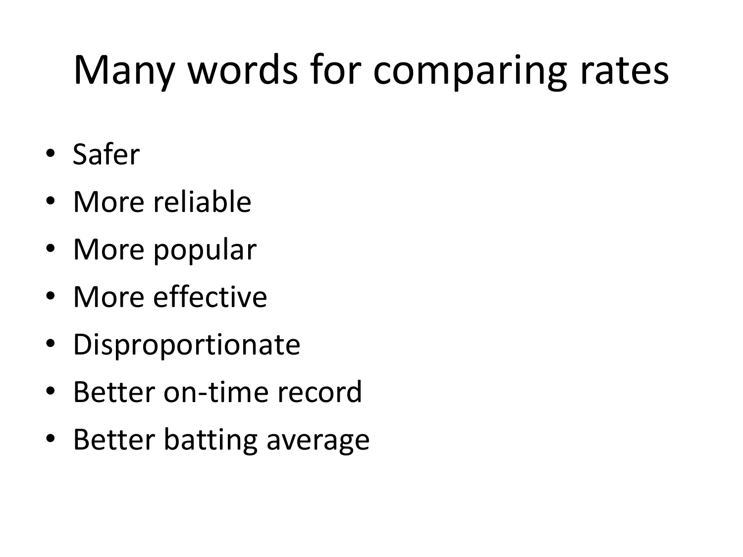# Many words for comparing rates

- Safer
- More reliable
- More popular
- More effective
- Disproportionate
- Better on-time record
- Better batting average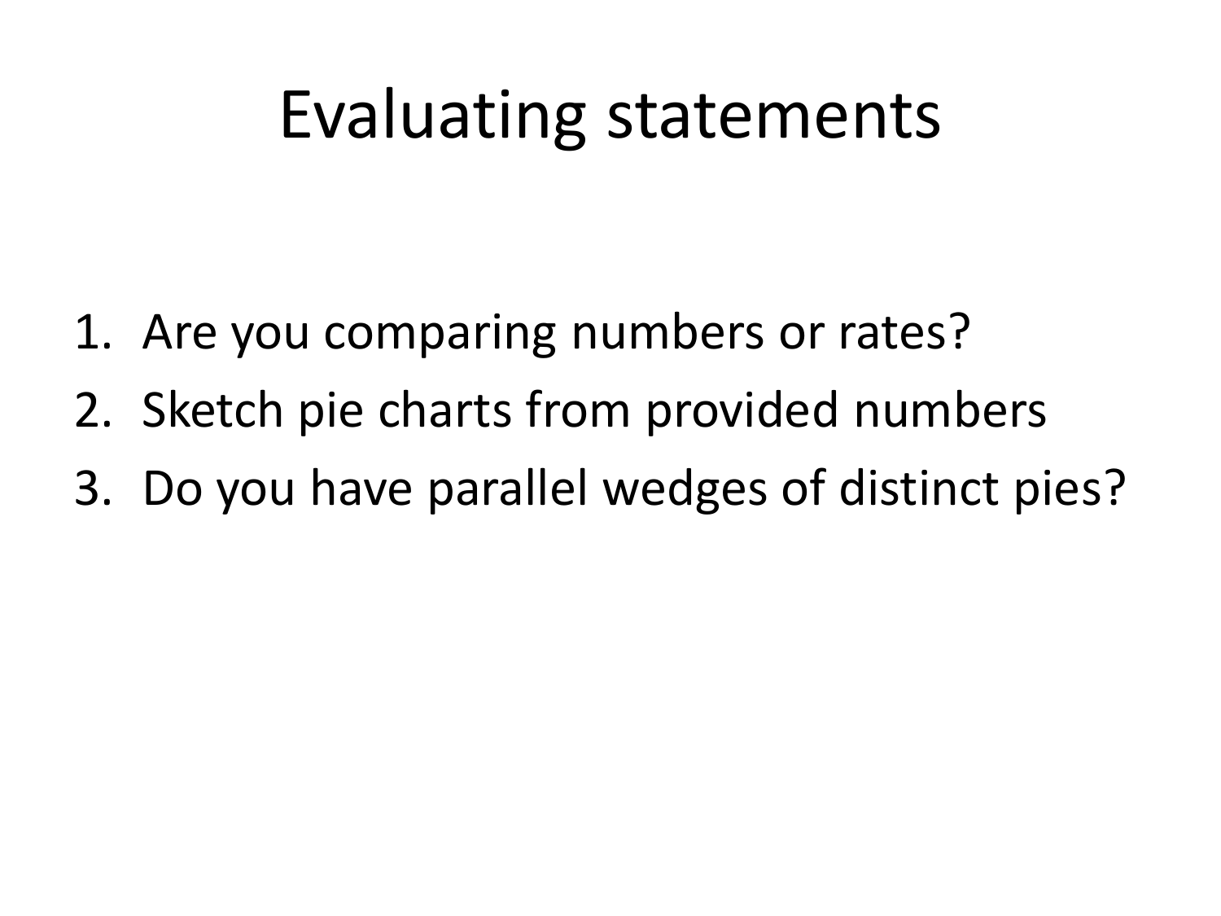# Evaluating statements

1. Are you comparing numbers or rates?
2. Sketch pie charts from provided numbers
3. Do you have parallel wedges of distinct pies?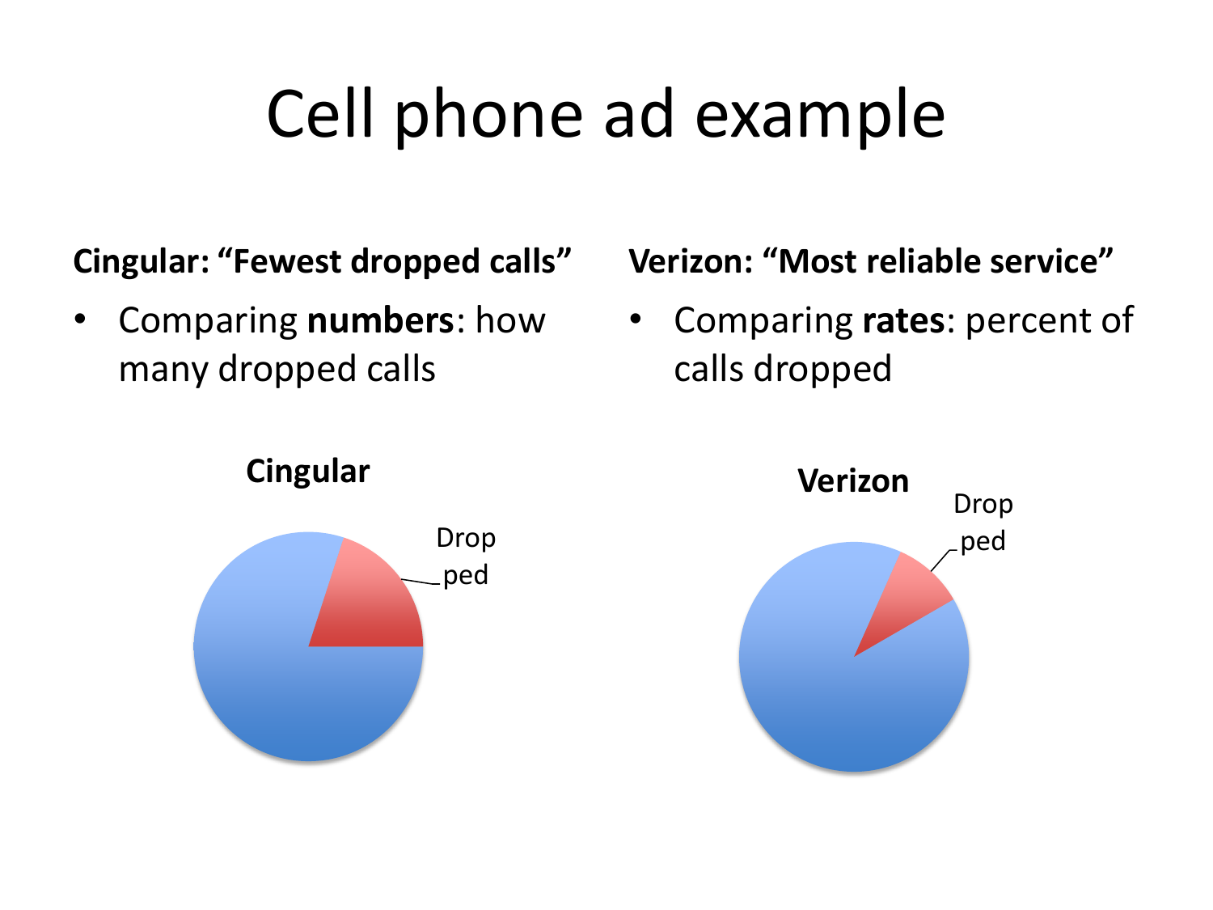# Cell phone ad example

**Cingular: "Fewest dropped calls"**

- Comparing **numbers**: how many dropped calls

**Verizon: "Most reliable service"**

- Comparing **rates**: percent of calls dropped

**Cingular**

Drop ped

**Verizon**

Drop ped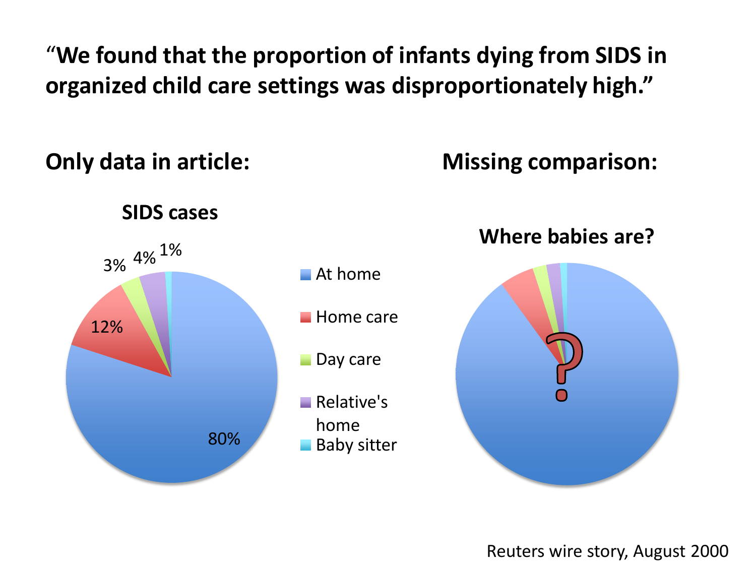"We found that the proportion of infants dying from SIDS in organized child care settings was disproportionately high."

**Only data in article:**

**SIDS cases**

- At home: 80%
- Home care: 12%
- Day care: 3%
- Relative's home: 4%
- Baby sitter: 1%

**Missing comparison:**

**Where babies are?**

?

Reuters wire story, August 2000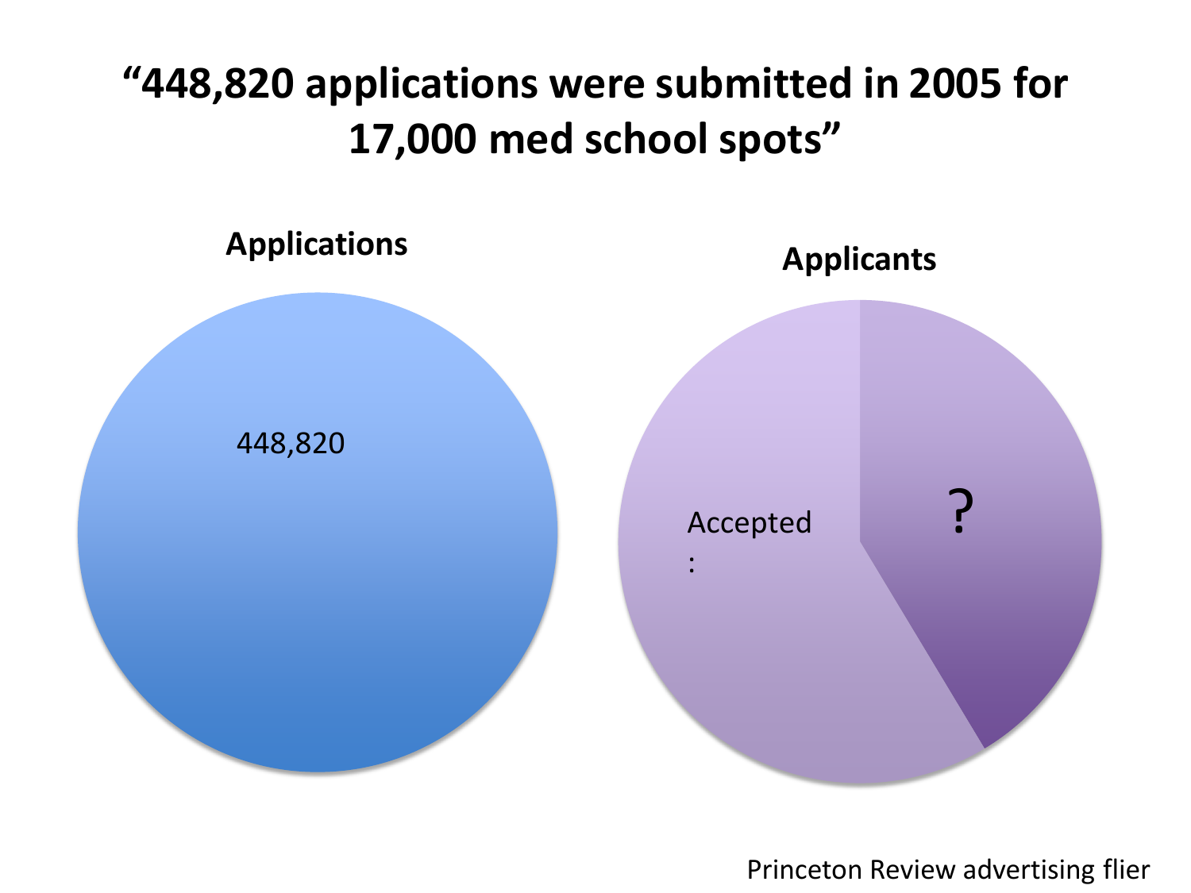# "448,820 applications were submitted in 2005 for 17,000 med school spots"

**Applications**

448,820

**Applicants**

Accepted:

?

Princeton Review advertising flier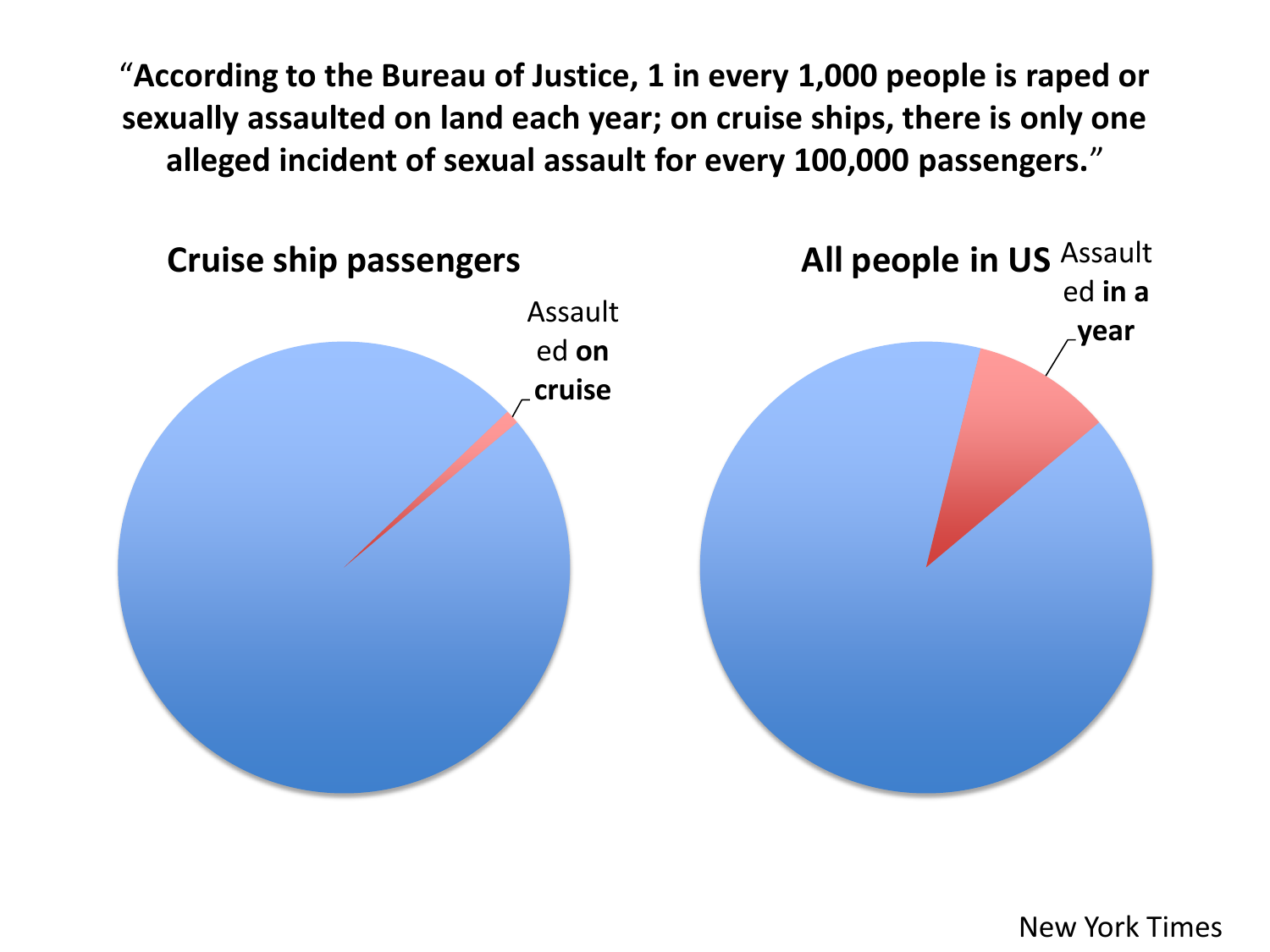**"According to the Bureau of Justice, 1 in every 1,000 people is raped or sexually assaulted on land each year; on cruise ships, there is only one alleged incident of sexual assault for every 100,000 passengers."**

**Cruise ship passengers**

Assaulted **on cruise**

**All people in US**

Assaulted **in a year**

New York Times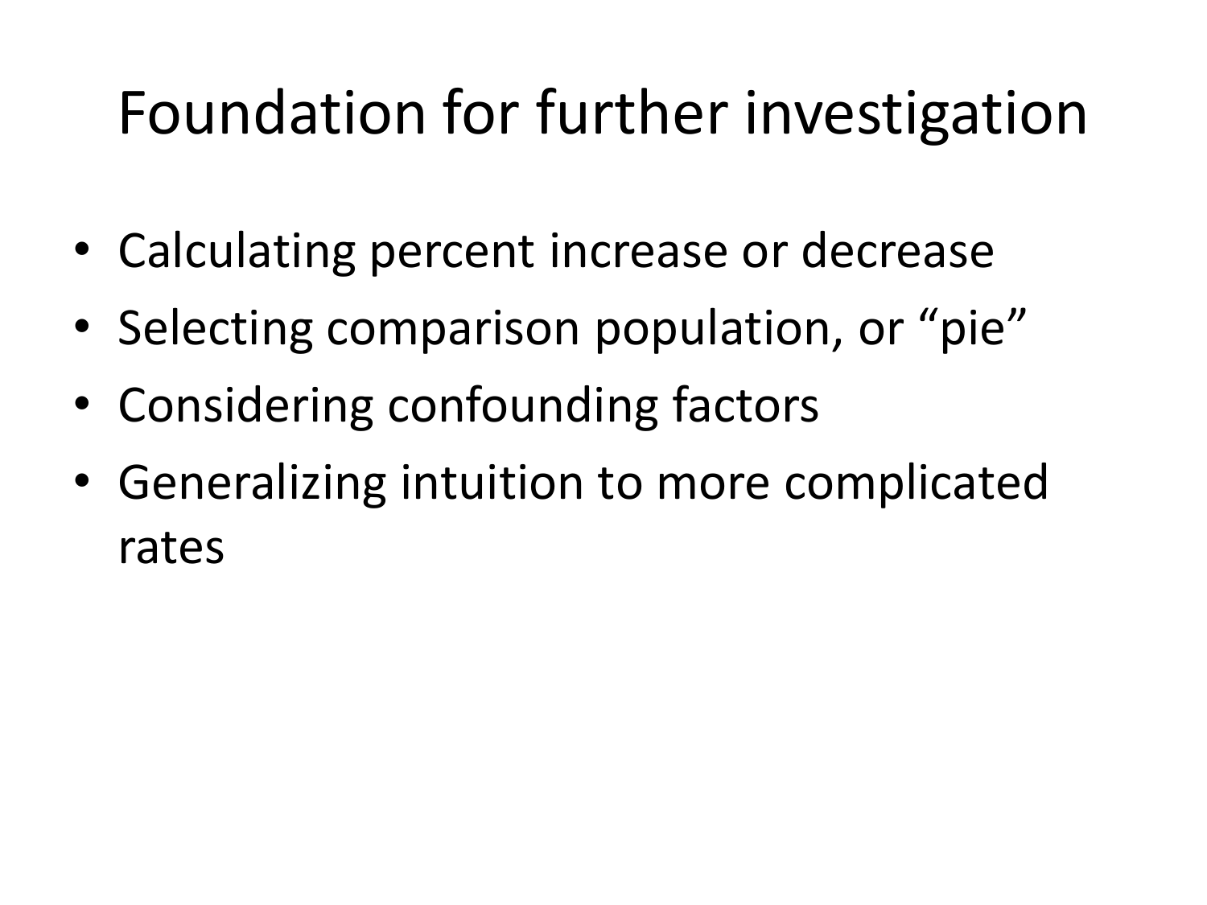# Foundation for further investigation

- Calculating percent increase or decrease
- Selecting comparison population, or "pie"
- Considering confounding factors
- Generalizing intuition to more complicated rates